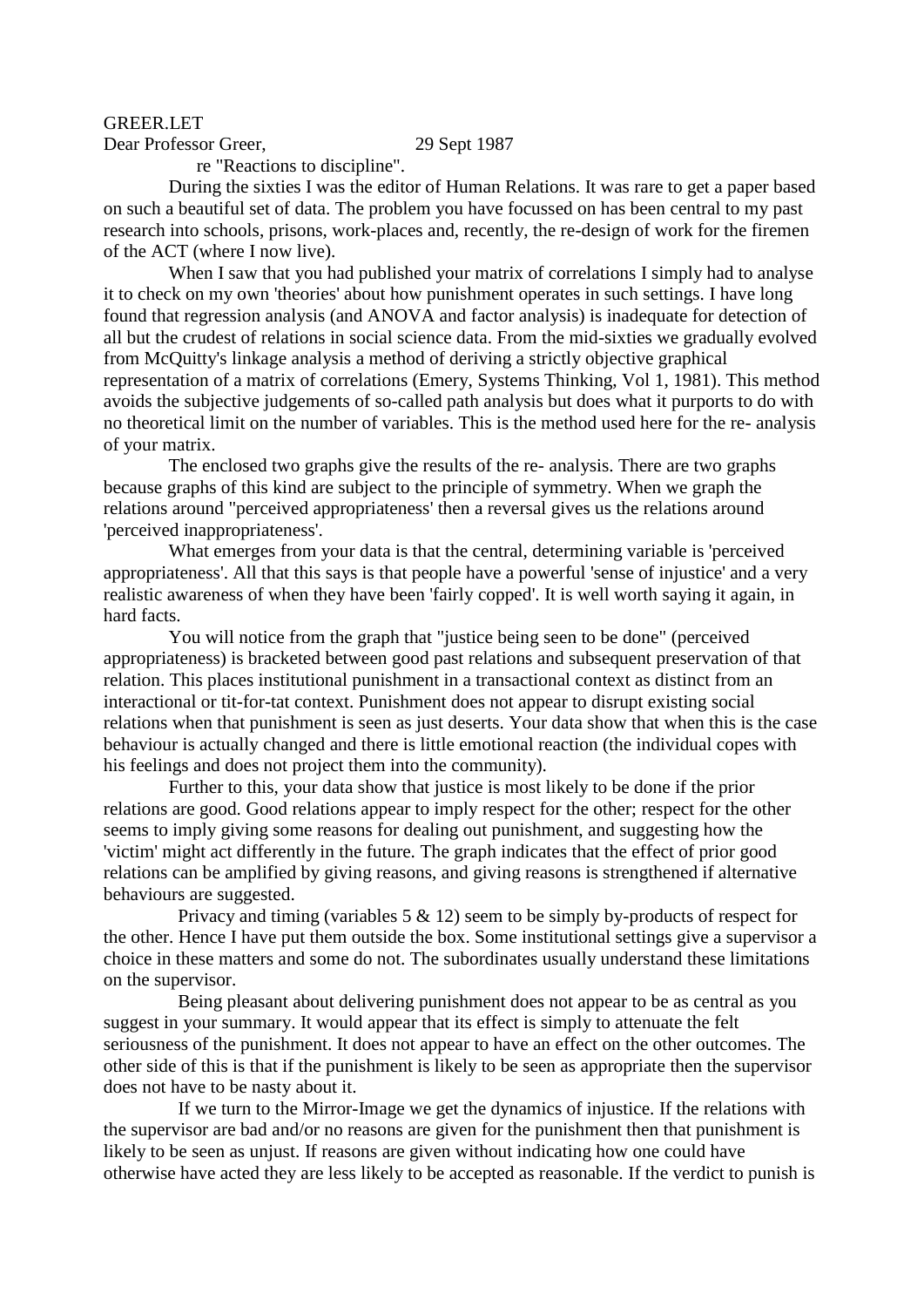GREER.LET

Dear Professor Greer, 29 Sept 1987

re "Reactions to discipline".

During the sixties I was the editor of Human Relations. It was rare to get a paper based on such a beautiful set of data. The problem you have focussed on has been central to my past research into schools, prisons, work-places and, recently, the re-design of work for the firemen of the ACT (where I now live).

When I saw that you had published your matrix of correlations I simply had to analyse it to check on my own 'theories' about how punishment operates in such settings. I have long found that regression analysis (and ANOVA and factor analysis) is inadequate for detection of all but the crudest of relations in social science data. From the mid-sixties we gradually evolved from McQuitty's linkage analysis a method of deriving a strictly objective graphical representation of a matrix of correlations (Emery, Systems Thinking, Vol 1, 1981). This method avoids the subjective judgements of so-called path analysis but does what it purports to do with no theoretical limit on the number of variables. This is the method used here for the re- analysis of your matrix.

The enclosed two graphs give the results of the re- analysis. There are two graphs because graphs of this kind are subject to the principle of symmetry. When we graph the relations around "perceived appropriateness' then a reversal gives us the relations around 'perceived inappropriateness'.

What emerges from your data is that the central, determining variable is 'perceived appropriateness'. All that this says is that people have a powerful 'sense of injustice' and a very realistic awareness of when they have been 'fairly copped'. It is well worth saying it again, in hard facts.

You will notice from the graph that "justice being seen to be done" (perceived appropriateness) is bracketed between good past relations and subsequent preservation of that relation. This places institutional punishment in a transactional context as distinct from an interactional or tit-for-tat context. Punishment does not appear to disrupt existing social relations when that punishment is seen as just deserts. Your data show that when this is the case behaviour is actually changed and there is little emotional reaction (the individual copes with his feelings and does not project them into the community).

Further to this, your data show that justice is most likely to be done if the prior relations are good. Good relations appear to imply respect for the other; respect for the other seems to imply giving some reasons for dealing out punishment, and suggesting how the 'victim' might act differently in the future. The graph indicates that the effect of prior good relations can be amplified by giving reasons, and giving reasons is strengthened if alternative behaviours are suggested.

Privacy and timing (variables 5 & 12) seem to be simply by-products of respect for the other. Hence I have put them outside the box. Some institutional settings give a supervisor a choice in these matters and some do not. The subordinates usually understand these limitations on the supervisor.

Being pleasant about delivering punishment does not appear to be as central as you suggest in your summary. It would appear that its effect is simply to attenuate the felt seriousness of the punishment. It does not appear to have an effect on the other outcomes. The other side of this is that if the punishment is likely to be seen as appropriate then the supervisor does not have to be nasty about it.

If we turn to the Mirror-Image we get the dynamics of injustice. If the relations with the supervisor are bad and/or no reasons are given for the punishment then that punishment is likely to be seen as unjust. If reasons are given without indicating how one could have otherwise have acted they are less likely to be accepted as reasonable. If the verdict to punish is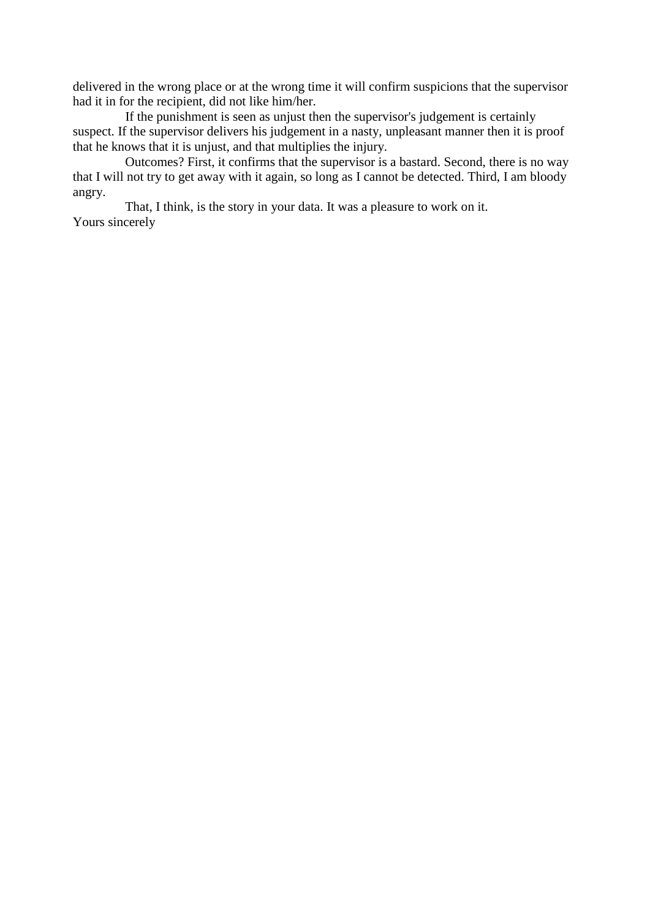delivered in the wrong place or at the wrong time it will confirm suspicions that the supervisor had it in for the recipient, did not like him/her.

If the punishment is seen as unjust then the supervisor's judgement is certainly suspect. If the supervisor delivers his judgement in a nasty, unpleasant manner then it is proof that he knows that it is unjust, and that multiplies the injury.

Outcomes? First, it confirms that the supervisor is a bastard. Second, there is no way that I will not try to get away with it again, so long as I cannot be detected. Third, I am bloody angry.

That, I think, is the story in your data. It was a pleasure to work on it.

Yours sincerely